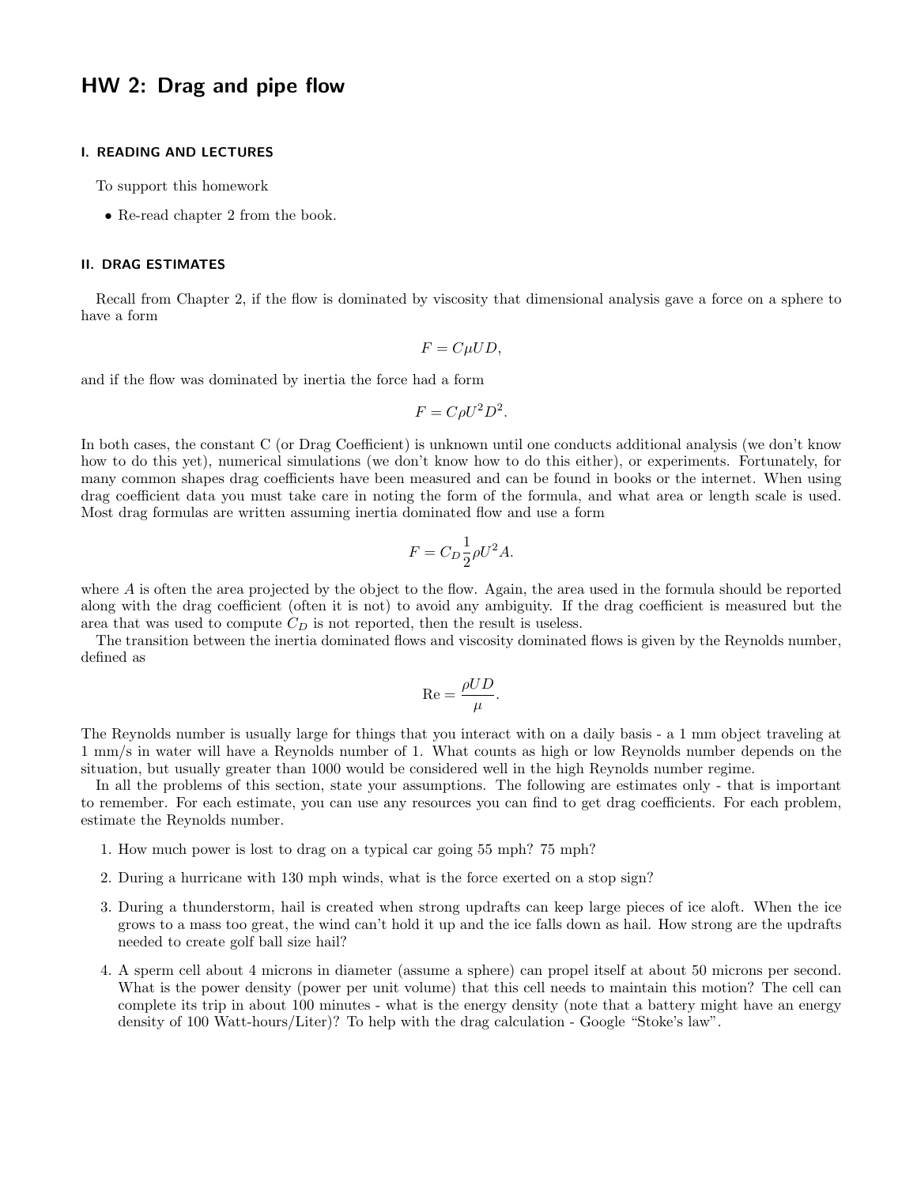# HW 2: Drag and pipe flow

## I. READING AND LECTURES

To support this homework

- Re-read chapter 2 from the book.

## II. DRAG ESTIMATES

Recall from Chapter 2, if the flow is dominated by viscosity that dimensional analysis gave a force on a sphere to have a form

$$F = C\mu UD,$$

and if the flow was dominated by inertia the force had a form

$$F = C\rho U^2 D^2.$$

In both cases, the constant C (or Drag Coefficient) is unknown until one conducts additional analysis (we don't know how to do this yet), numerical simulations (we don't know how to do this either), or experiments. Fortunately, for many common shapes drag coefficients have been measured and can be found in books or the internet. When using drag coefficient data you must take care in noting the form of the formula, and what area or length scale is used. Most drag formulas are written assuming inertia dominated flow and use a form

$$F = C_D \frac{1}{2} \rho U^2 A.$$

where $A$ is often the area projected by the object to the flow. Again, the area used in the formula should be reported along with the drag coefficient (often it is not) to avoid any ambiguity. If the drag coefficient is measured but the area that was used to compute $C_D$ is not reported, then the result is useless.

The transition between the inertia dominated flows and viscosity dominated flows is given by the Reynolds number, defined as

$$\text{Re} = \frac{\rho UD}{\mu}.$$

The Reynolds number is usually large for things that you interact with on a daily basis - a 1 mm object traveling at 1 mm/s in water will have a Reynolds number of 1. What counts as high or low Reynolds number depends on the situation, but usually greater than 1000 would be considered well in the high Reynolds number regime.

In all the problems of this section, state your assumptions. The following are estimates only - that is important to remember. For each estimate, you can use any resources you can find to get drag coefficients. For each problem, estimate the Reynolds number.

1. How much power is lost to drag on a typical car going 55 mph? 75 mph?
2. During a hurricane with 130 mph winds, what is the force exerted on a stop sign?
3. During a thunderstorm, hail is created when strong updrafts can keep large pieces of ice aloft. When the ice grows to a mass too great, the wind can't hold it up and the ice falls down as hail. How strong are the updrafts needed to create golf ball size hail?
4. A sperm cell about 4 microns in diameter (assume a sphere) can propel itself at about 50 microns per second. What is the power density (power per unit volume) that this cell needs to maintain this motion? The cell can complete its trip in about 100 minutes - what is the energy density (note that a battery might have an energy density of 100 Watt-hours/Liter)? To help with the drag calculation - Google "Stoke's law".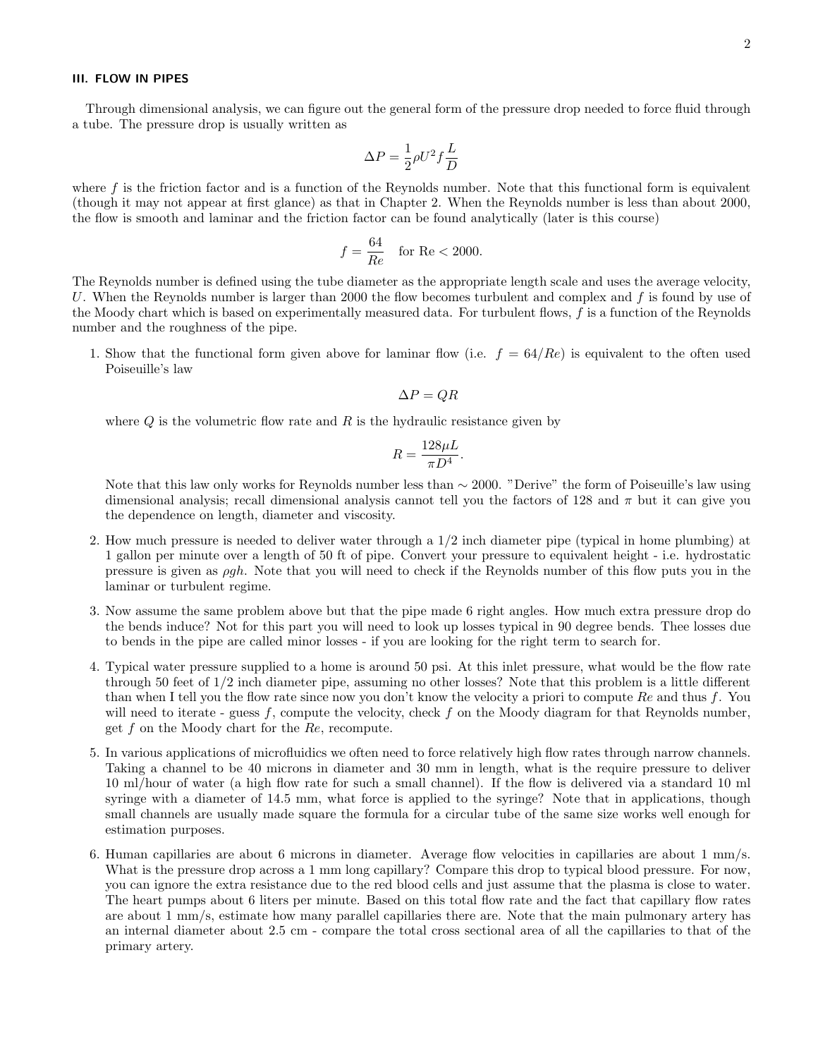## III. FLOW IN PIPES

Through dimensional analysis, we can figure out the general form of the pressure drop needed to force fluid through a tube. The pressure drop is usually written as

$$\Delta P = \frac{1}{2}\rho U^2 f \frac{L}{D}$$

where $f$ is the friction factor and is a function of the Reynolds number. Note that this functional form is equivalent (though it may not appear at first glance) as that in Chapter 2. When the Reynolds number is less than about 2000, the flow is smooth and laminar and the friction factor can be found analytically (later is this course)

$$f = \frac{64}{Re} \quad \text{for Re} < 2000.$$

The Reynolds number is defined using the tube diameter as the appropriate length scale and uses the average velocity, $U$. When the Reynolds number is larger than 2000 the flow becomes turbulent and complex and $f$ is found by use of the Moody chart which is based on experimentally measured data. For turbulent flows, $f$ is a function of the Reynolds number and the roughness of the pipe.

1. Show that the functional form given above for laminar flow (i.e. $f = 64/Re$) is equivalent to the often used Poiseuille's law

   $$\Delta P = QR$$

   where $Q$ is the volumetric flow rate and $R$ is the hydraulic resistance given by

   $$R = \frac{128\mu L}{\pi D^4}.$$

   Note that this law only works for Reynolds number less than $\sim 2000$. "Derive" the form of Poiseuille's law using dimensional analysis; recall dimensional analysis cannot tell you the factors of 128 and $\pi$ but it can give you the dependence on length, diameter and viscosity.

2. How much pressure is needed to deliver water through a 1/2 inch diameter pipe (typical in home plumbing) at 1 gallon per minute over a length of 50 ft of pipe. Convert your pressure to equivalent height - i.e. hydrostatic pressure is given as $\rho g h$. Note that you will need to check if the Reynolds number of this flow puts you in the laminar or turbulent regime.

3. Now assume the same problem above but that the pipe made 6 right angles. How much extra pressure drop do the bends induce? Not for this part you will need to look up losses typical in 90 degree bends. Thee losses due to bends in the pipe are called minor losses - if you are looking for the right term to search for.

4. Typical water pressure supplied to a home is around 50 psi. At this inlet pressure, what would be the flow rate through 50 feet of 1/2 inch diameter pipe, assuming no other losses? Note that this problem is a little different than when I tell you the flow rate since now you don't know the velocity a priori to compute $Re$ and thus $f$. You will need to iterate - guess $f$, compute the velocity, check $f$ on the Moody diagram for that Reynolds number, get $f$ on the Moody chart for the $Re$, recompute.

5. In various applications of microfluidics we often need to force relatively high flow rates through narrow channels. Taking a channel to be 40 microns in diameter and 30 mm in length, what is the require pressure to deliver 10 ml/hour of water (a high flow rate for such a small channel). If the flow is delivered via a standard 10 ml syringe with a diameter of 14.5 mm, what force is applied to the syringe? Note that in applications, though small channels are usually made square the formula for a circular tube of the same size works well enough for estimation purposes.

6. Human capillaries are about 6 microns in diameter. Average flow velocities in capillaries are about 1 mm/s. What is the pressure drop across a 1 mm long capillary? Compare this drop to typical blood pressure. For now, you can ignore the extra resistance due to the red blood cells and just assume that the plasma is close to water. The heart pumps about 6 liters per minute. Based on this total flow rate and the fact that capillary flow rates are about 1 mm/s, estimate how many parallel capillaries there are. Note that the main pulmonary artery has an internal diameter about 2.5 cm - compare the total cross sectional area of all the capillaries to that of the primary artery.